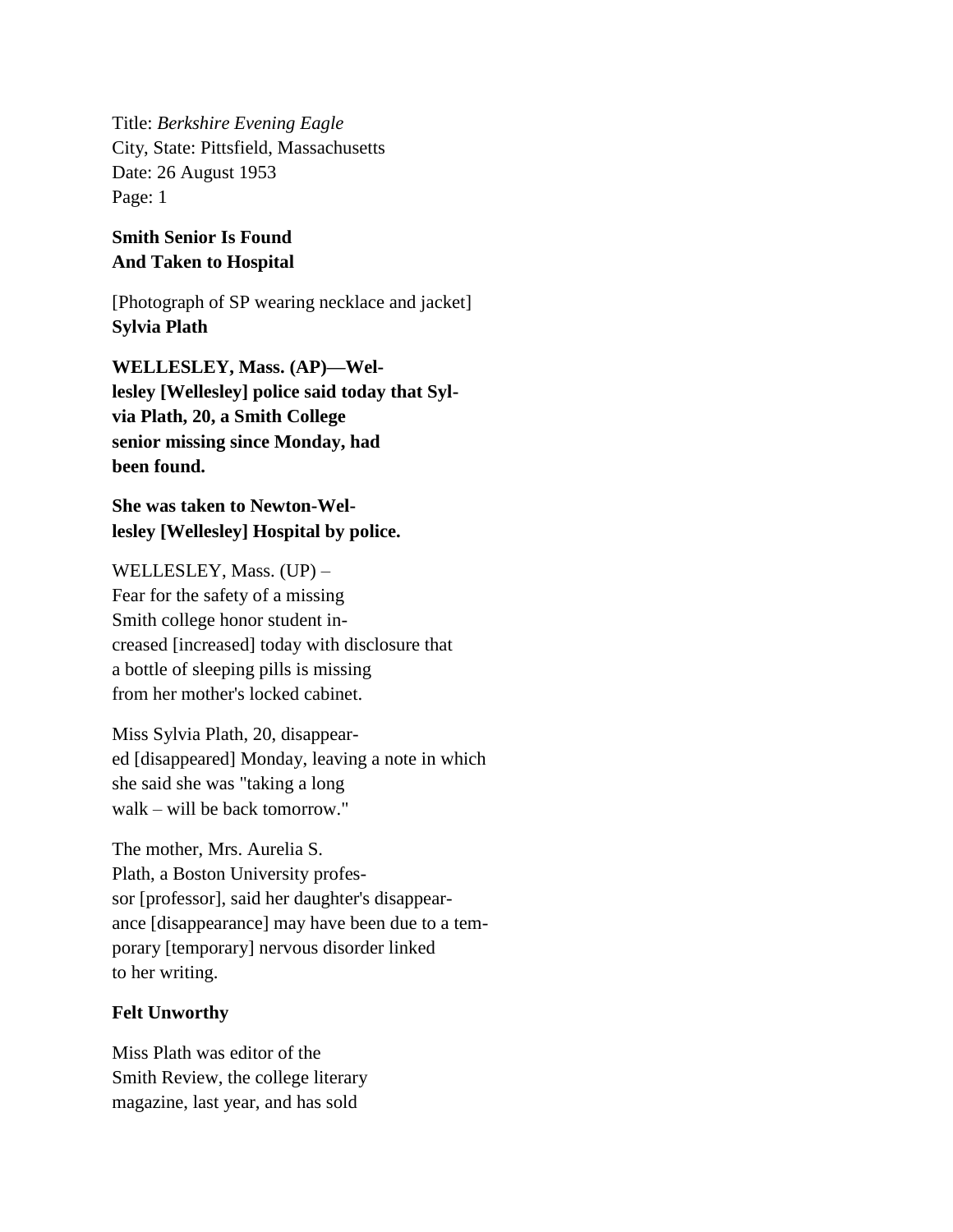Title: *Berkshire Evening Eagle*
City, State: Pittsfield, Massachusetts
Date: 26 August 1953
Page: 1

**Smith Senior Is Found**
**And Taken to Hospital**

[Photograph of SP wearing necklace and jacket]
**Sylvia Plath**

**WELLESLEY, Mass. (AP)—Wel-**
**lesley [Wellesley] police said today that Syl-**
**via Plath, 20, a Smith College**
**senior missing since Monday, had**
**been found.**

**She was taken to Newton-Wel-**
**lesley [Wellesley] Hospital by police.**

WELLESLEY, Mass. (UP) –
Fear for the safety of a missing
Smith college honor student in-
creased [increased] today with disclosure that
a bottle of sleeping pills is missing
from her mother's locked cabinet.

Miss Sylvia Plath, 20, disappear-
ed [disappeared] Monday, leaving a note in which
she said she was "taking a long
walk – will be back tomorrow."

The mother, Mrs. Aurelia S.
Plath, a Boston University profes-
sor [professor], said her daughter's disappear-
ance [disappearance] may have been due to a tem-
porary [temporary] nervous disorder linked
to her writing.

**Felt Unworthy**

Miss Plath was editor of the
Smith Review, the college literary
magazine, last year, and has sold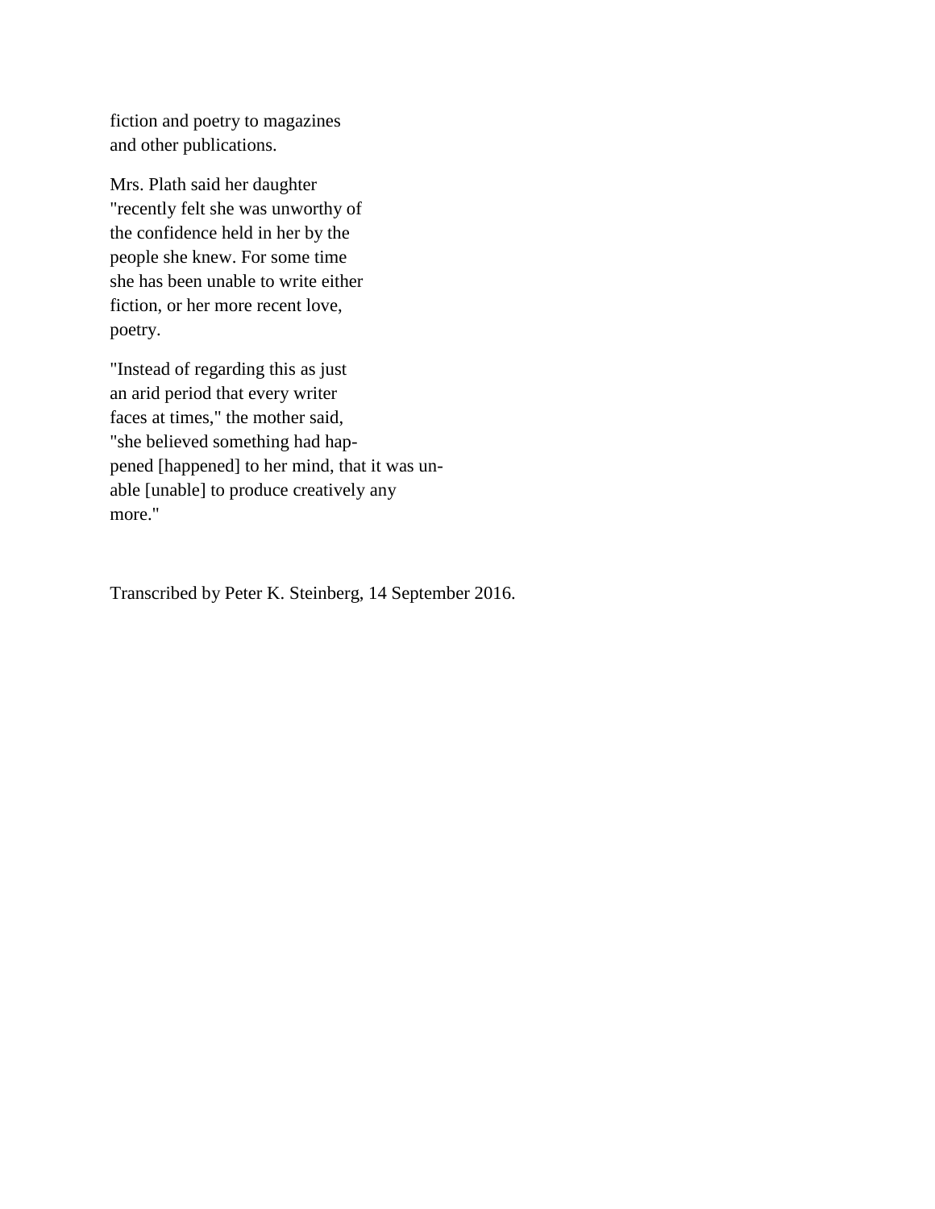fiction and poetry to magazines and other publications.

Mrs. Plath said her daughter "recently felt she was unworthy of the confidence held in her by the people she knew. For some time she has been unable to write either fiction, or her more recent love, poetry.

"Instead of regarding this as just an arid period that every writer faces at times," the mother said, "she believed something had hap-pened [happened] to her mind, that it was un-able [unable] to produce creatively any more."

Transcribed by Peter K. Steinberg, 14 September 2016.